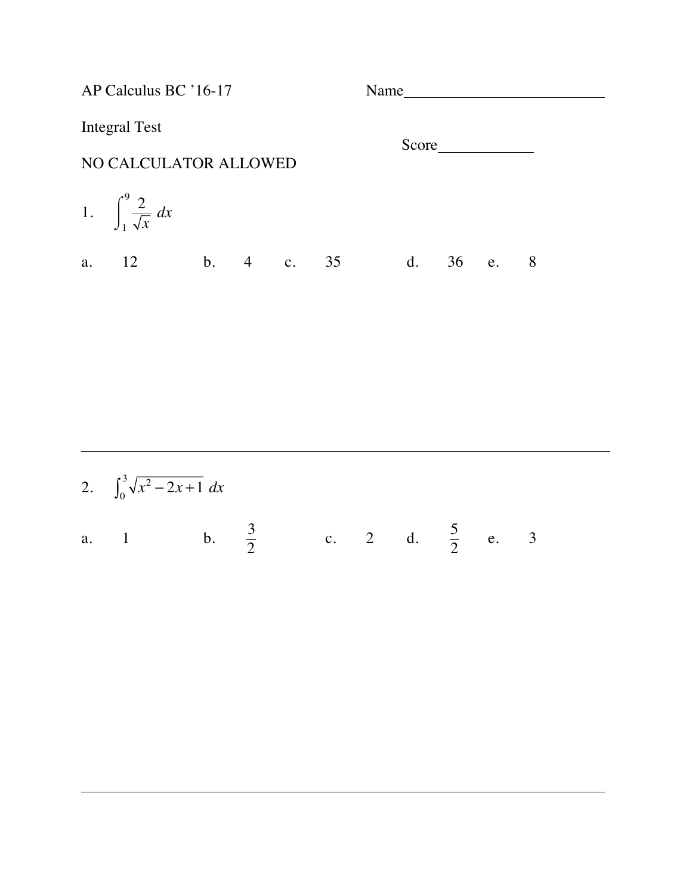AP Calculus BC ’16-17 Name__________________________

Integral Test

Score____________

NO CALCULATOR ALLOWED

1. $\int_1^9 \frac{2}{\sqrt{x}}\, dx$

a. 12 b. 4 c. 35 d. 36 e. 8

---

2. $\int_0^3 \sqrt{x^2 - 2x + 1}\, dx$

a. 1 b. $\frac{3}{2}$ c. 2 d. $\frac{5}{2}$ e. 3

---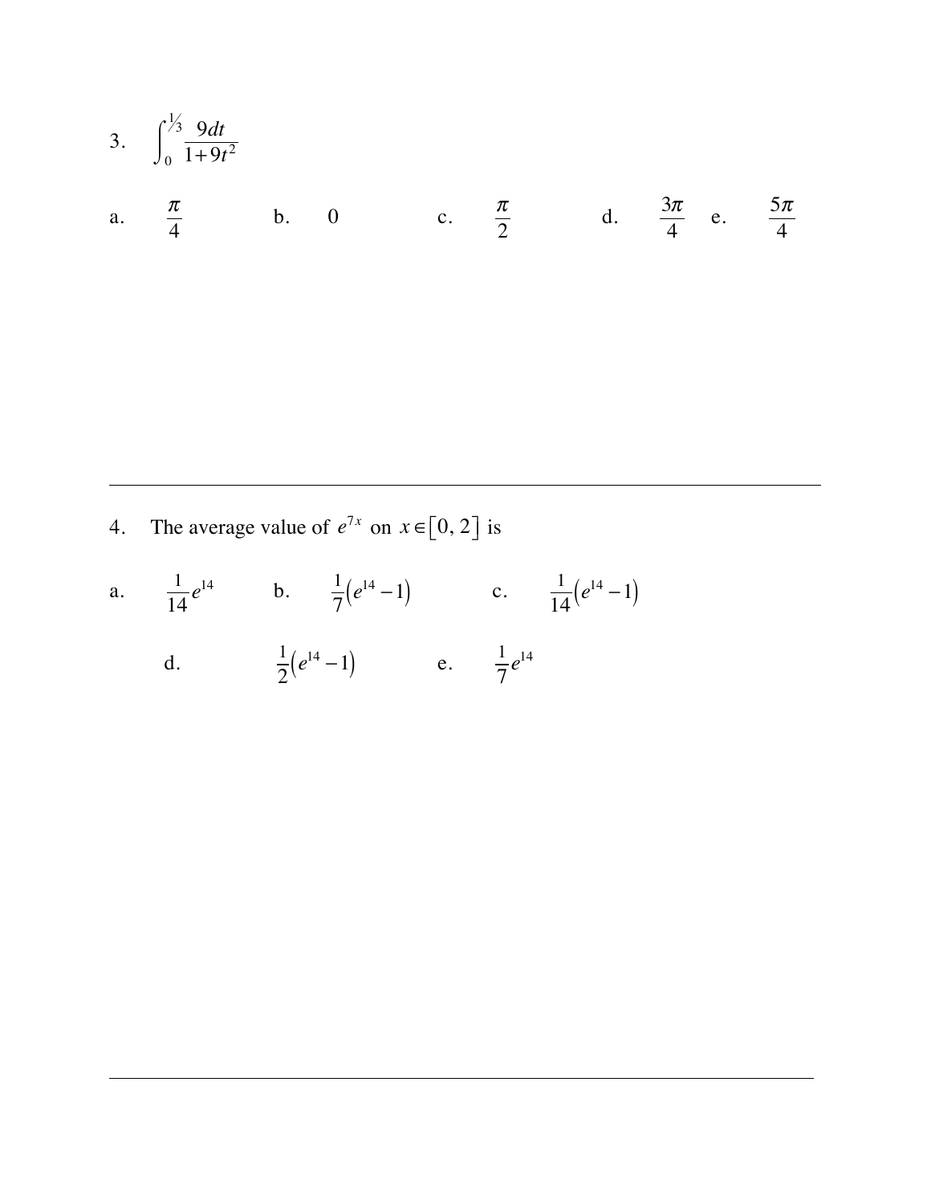3. $\displaystyle\int_0^{1/3} \frac{9dt}{1+9t^2}$

a. $\dfrac{\pi}{4}$ b. $0$ c. $\dfrac{\pi}{2}$ d. $\dfrac{3\pi}{4}$ e. $\dfrac{5\pi}{4}$

---

4. The average value of $e^{7x}$ on $x \in [0, 2]$ is

a. $\dfrac{1}{14}e^{14}$ b. $\dfrac{1}{7}\left(e^{14}-1\right)$ c. $\dfrac{1}{14}\left(e^{14}-1\right)$

d. $\dfrac{1}{2}\left(e^{14}-1\right)$ e. $\dfrac{1}{7}e^{14}$

---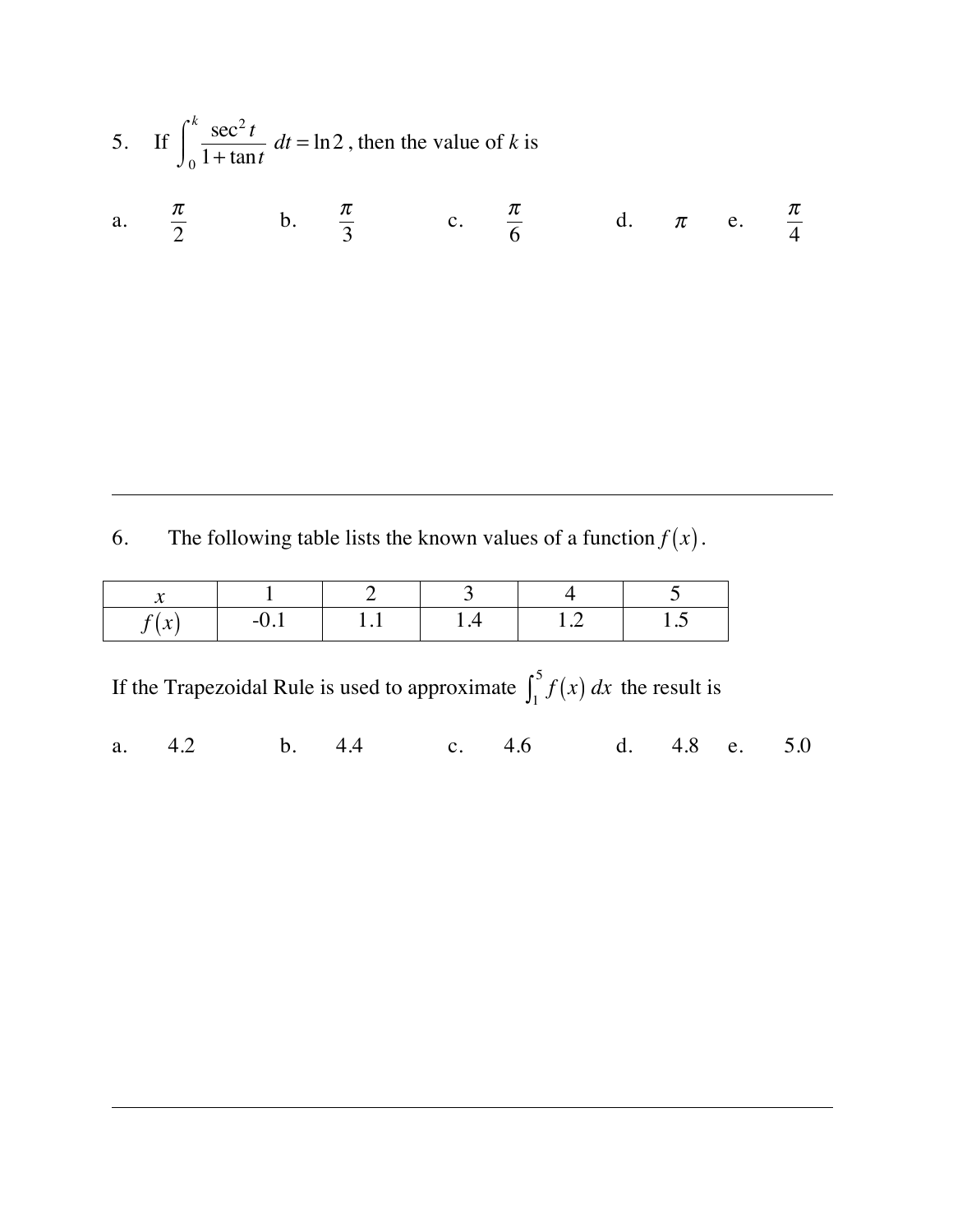5. If $\int_0^k \frac{\sec^2 t}{1+\tan t}\, dt = \ln 2$, then the value of $k$ is

a. $\frac{\pi}{2}$ b. $\frac{\pi}{3}$ c. $\frac{\pi}{6}$ d. $\pi$ e. $\frac{\pi}{4}$

---

6. The following table lists the known values of a function $f(x)$.

| $x$ | 1 | 2 | 3 | 4 | 5 |
|---|---|---|---|---|---|
| $f(x)$ | -0.1 | 1.1 | 1.4 | 1.2 | 1.5 |

If the Trapezoidal Rule is used to approximate $\int_1^5 f(x)\, dx$ the result is

a. 4.2 b. 4.4 c. 4.6 d. 4.8 e. 5.0

---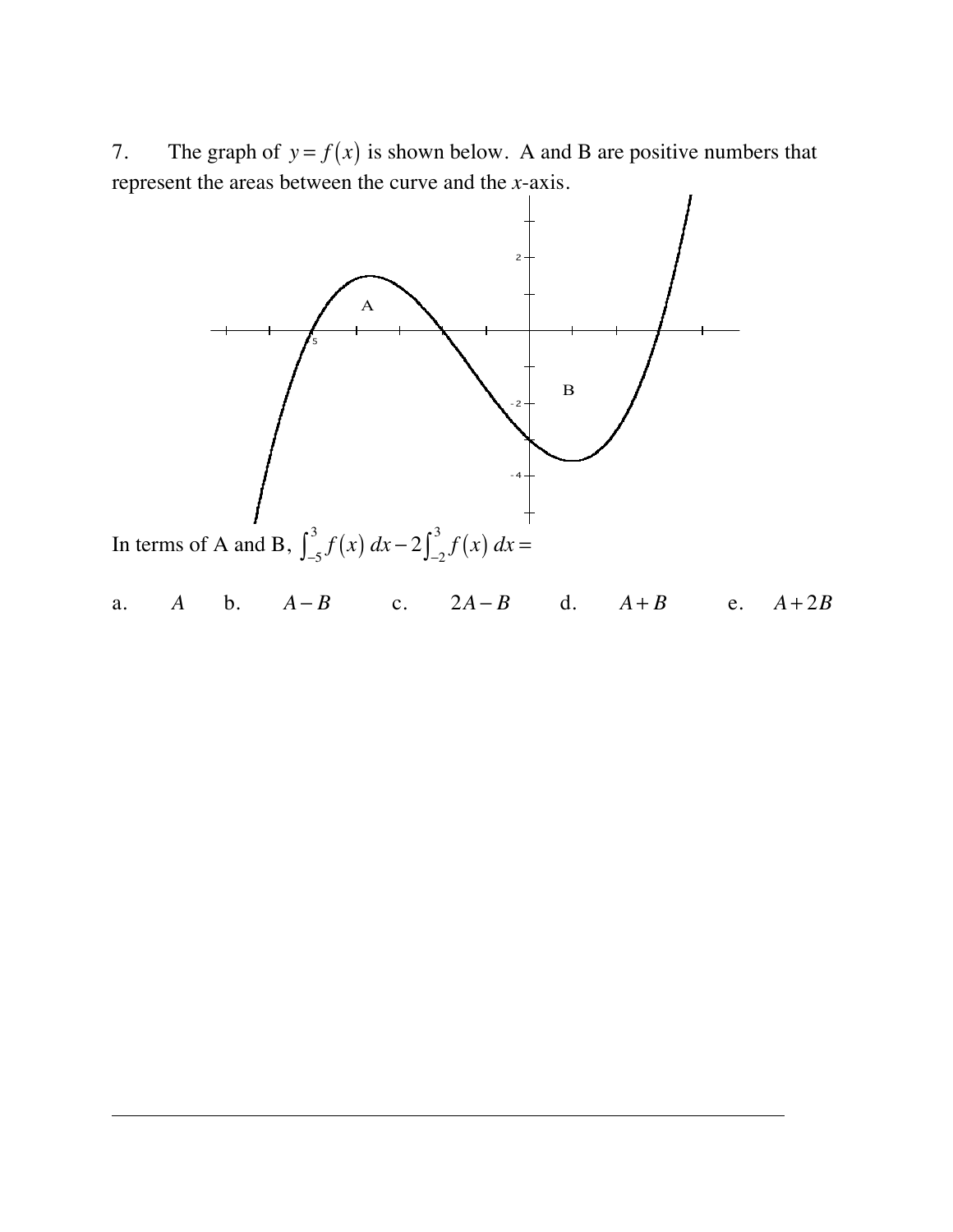7. The graph of $y = f(x)$ is shown below. A and B are positive numbers that represent the areas between the curve and the $x$-axis.

In terms of A and B, $\int_{-5}^{3} f(x)\,dx - 2\int_{-2}^{3} f(x)\,dx =$

a. $A$ b. $A - B$ c. $2A - B$ d. $A + B$ e. $A + 2B$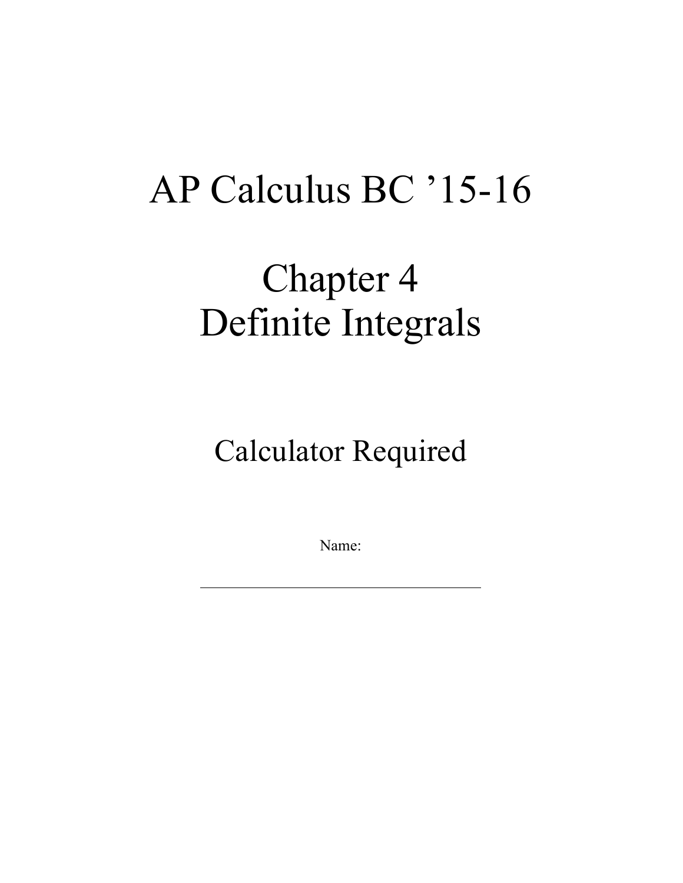# AP Calculus BC ’15-16

# Chapter 4
# Definite Integrals

## Calculator Required

Name:

___________________________________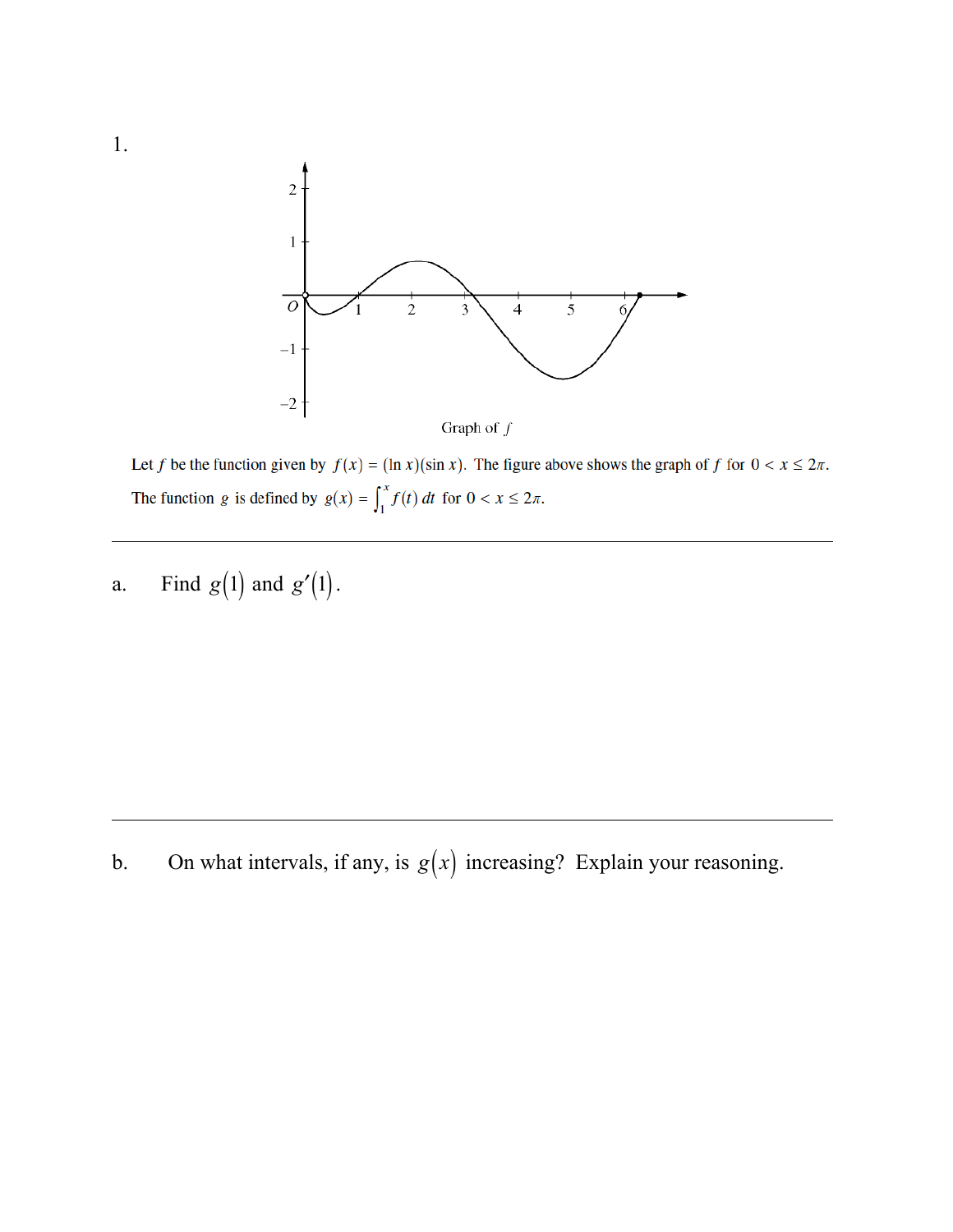1.

Graph of $f$

Let $f$ be the function given by $f(x) = (\ln x)(\sin x)$. The figure above shows the graph of $f$ for $0 < x \leq 2\pi$. The function $g$ is defined by $g(x) = \int_1^x f(t)\,dt$ for $0 < x \leq 2\pi$.

---

a. Find $g(1)$ and $g'(1)$.

---

b. On what intervals, if any, is $g(x)$ increasing? Explain your reasoning.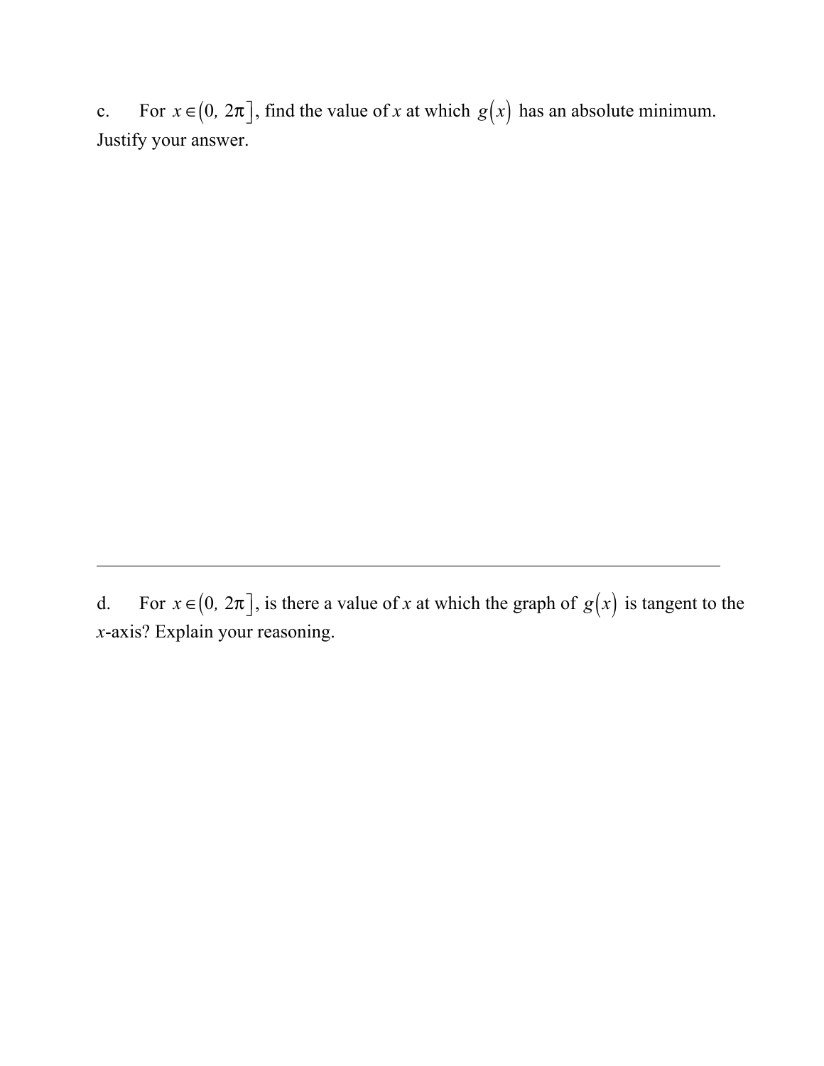c. For $x \in (0, 2\pi]$, find the value of $x$ at which $g(x)$ has an absolute minimum. Justify your answer.

---

d. For $x \in (0, 2\pi]$, is there a value of $x$ at which the graph of $g(x)$ is tangent to the $x$-axis? Explain your reasoning.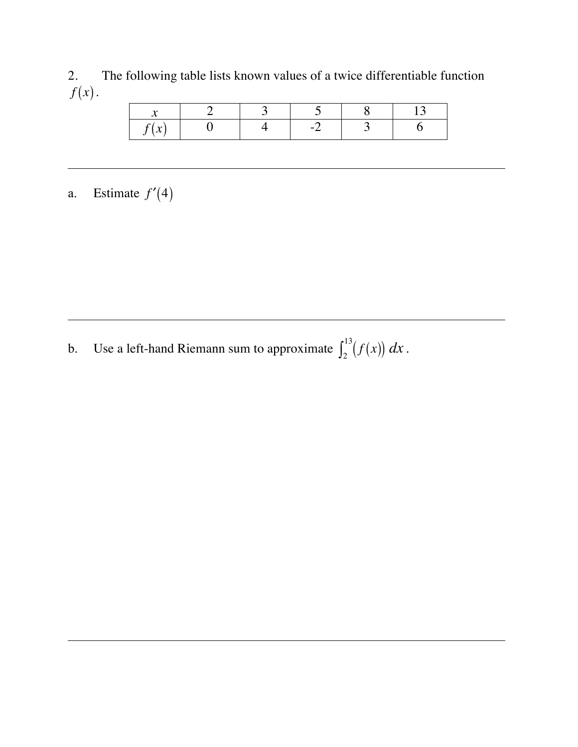2. The following table lists known values of a twice differentiable function $f(x)$.

| $x$ | 2 | 3 | 5 | 8 | 13 |
|---|---|---|---|---|---|
| $f(x)$ | 0 | 4 | -2 | 3 | 6 |

---

a. Estimate $f'(4)$

---

b. Use a left-hand Riemann sum to approximate $\int_2^{13} (f(x))\, dx$.

---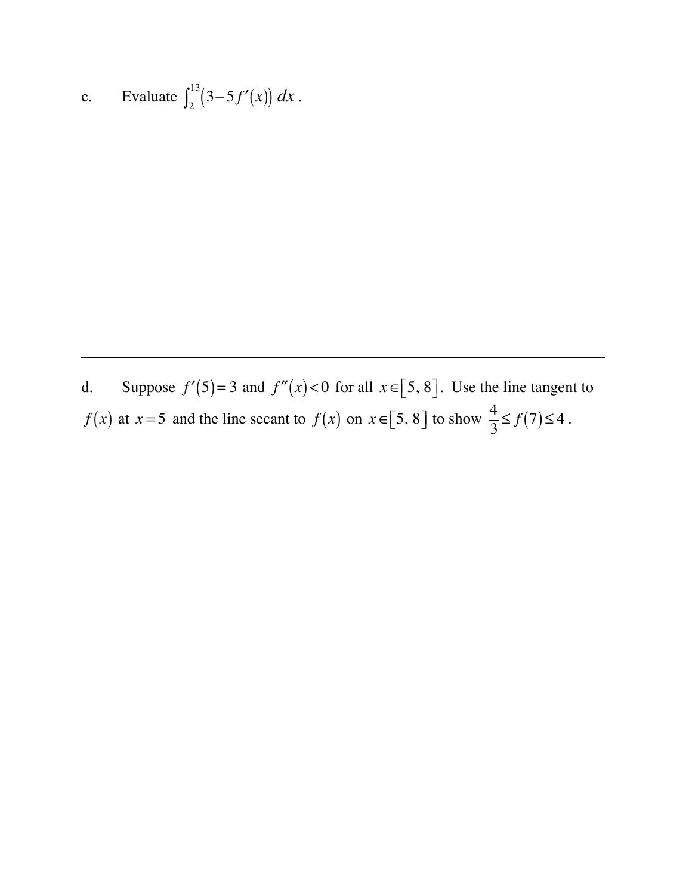c. Evaluate $\int_2^{13} \left(3 - 5f'(x)\right) dx$.

---

d. Suppose $f'(5) = 3$ and $f''(x) < 0$ for all $x \in [5, 8]$. Use the line tangent to $f(x)$ at $x = 5$ and the line secant to $f(x)$ on $x \in [5, 8]$ to show $\frac{4}{3} \le f(7) \le 4$.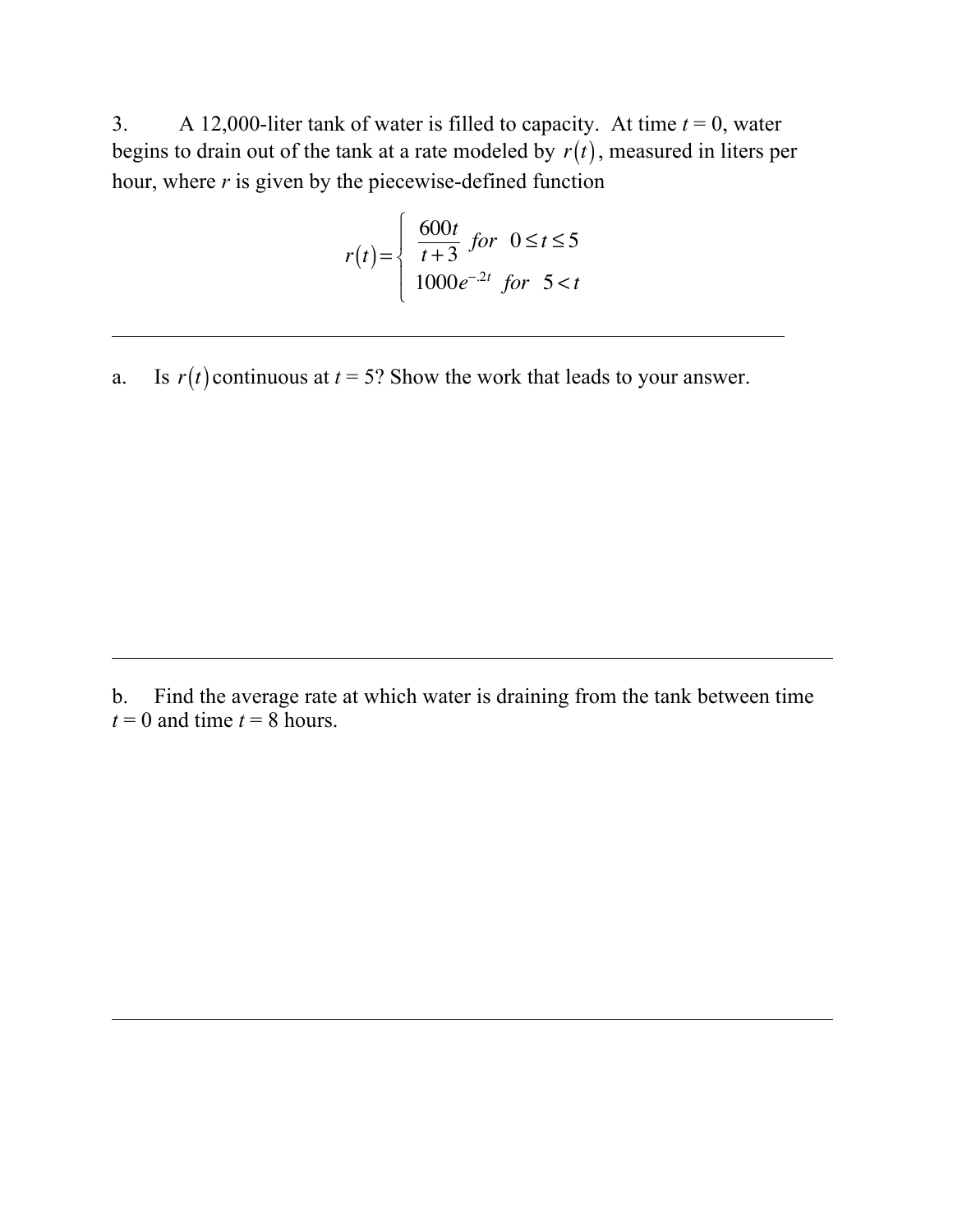3. A 12,000-liter tank of water is filled to capacity. At time $t = 0$, water begins to drain out of the tank at a rate modeled by $r(t)$, measured in liters per hour, where $r$ is given by the piecewise-defined function

$$r(t) = \begin{cases} \dfrac{600t}{t+3} & \text{for } 0 \le t \le 5 \\ 1000e^{-.2t} & \text{for } 5 < t \end{cases}$$

---

a. Is $r(t)$ continuous at $t = 5$? Show the work that leads to your answer.

---

b. Find the average rate at which water is draining from the tank between time $t = 0$ and time $t = 8$ hours.

---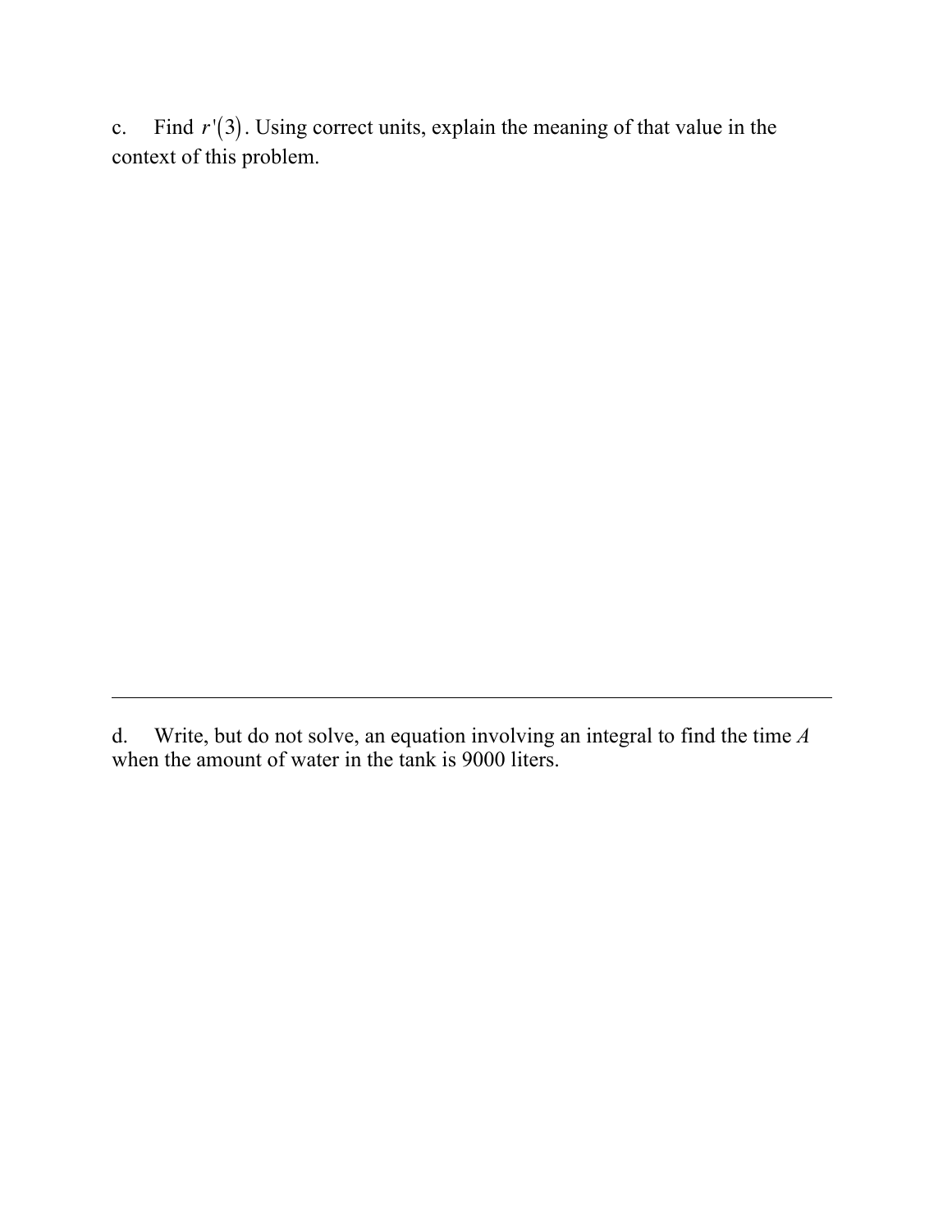c. Find $r'(3)$. Using correct units, explain the meaning of that value in the context of this problem.

---

d. Write, but do not solve, an equation involving an integral to find the time $A$ when the amount of water in the tank is 9000 liters.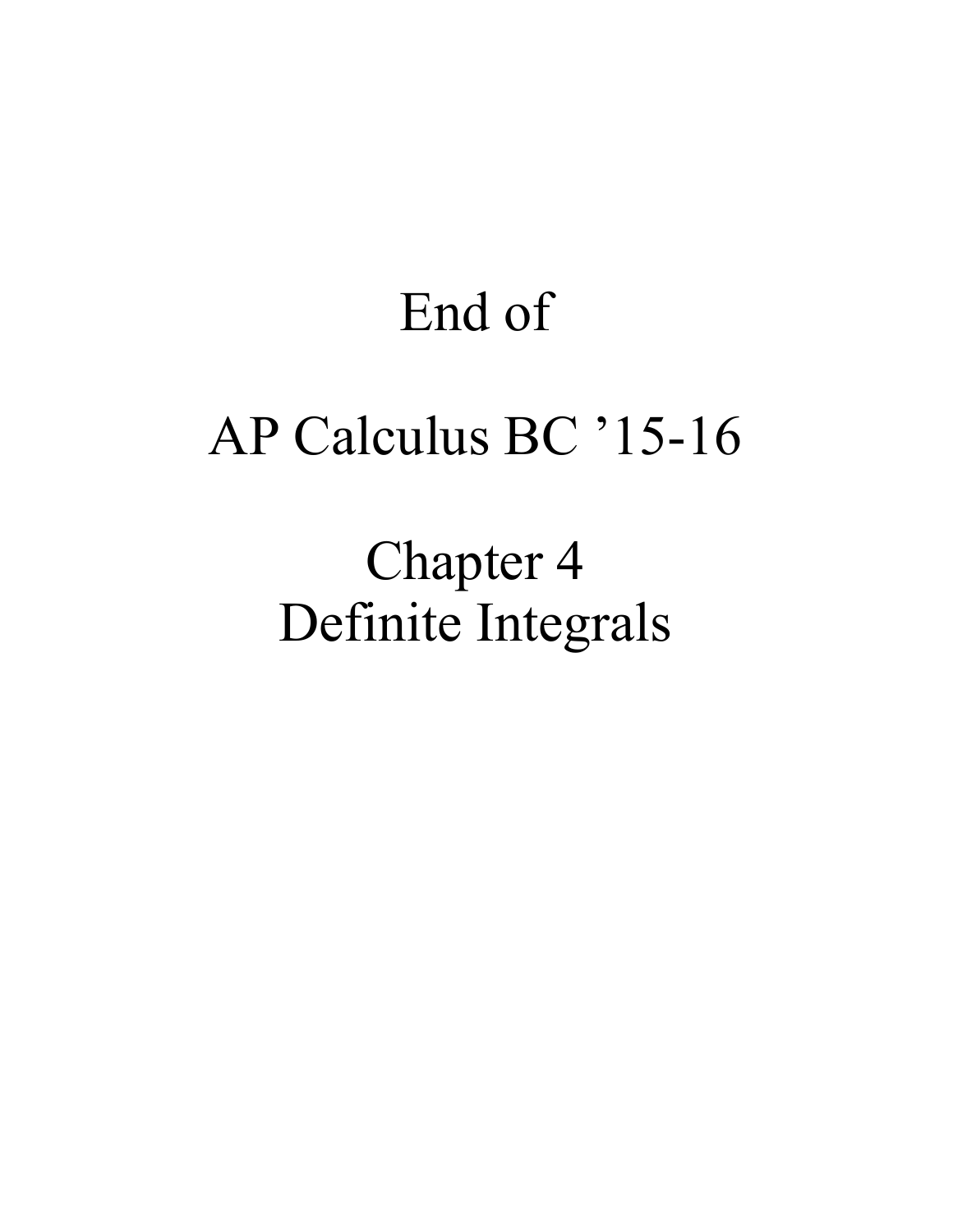# End of

# AP Calculus BC ’15-16

# Chapter 4
# Definite Integrals